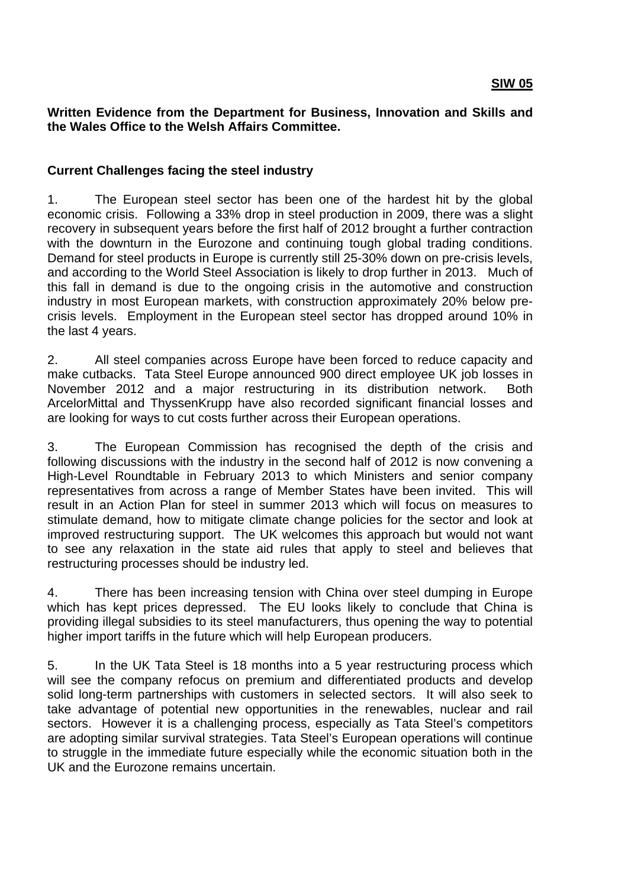**SIW 05**

**Written Evidence from the Department for Business, Innovation and Skills and the Wales Office to the Welsh Affairs Committee.**

**Current Challenges facing the steel industry**

1. The European steel sector has been one of the hardest hit by the global economic crisis. Following a 33% drop in steel production in 2009, there was a slight recovery in subsequent years before the first half of 2012 brought a further contraction with the downturn in the Eurozone and continuing tough global trading conditions. Demand for steel products in Europe is currently still 25-30% down on pre-crisis levels, and according to the World Steel Association is likely to drop further in 2013. Much of this fall in demand is due to the ongoing crisis in the automotive and construction industry in most European markets, with construction approximately 20% below pre-crisis levels. Employment in the European steel sector has dropped around 10% in the last 4 years.

2. All steel companies across Europe have been forced to reduce capacity and make cutbacks. Tata Steel Europe announced 900 direct employee UK job losses in November 2012 and a major restructuring in its distribution network. Both ArcelorMittal and ThyssenKrupp have also recorded significant financial losses and are looking for ways to cut costs further across their European operations.

3. The European Commission has recognised the depth of the crisis and following discussions with the industry in the second half of 2012 is now convening a High-Level Roundtable in February 2013 to which Ministers and senior company representatives from across a range of Member States have been invited. This will result in an Action Plan for steel in summer 2013 which will focus on measures to stimulate demand, how to mitigate climate change policies for the sector and look at improved restructuring support. The UK welcomes this approach but would not want to see any relaxation in the state aid rules that apply to steel and believes that restructuring processes should be industry led.

4. There has been increasing tension with China over steel dumping in Europe which has kept prices depressed. The EU looks likely to conclude that China is providing illegal subsidies to its steel manufacturers, thus opening the way to potential higher import tariffs in the future which will help European producers.

5. In the UK Tata Steel is 18 months into a 5 year restructuring process which will see the company refocus on premium and differentiated products and develop solid long-term partnerships with customers in selected sectors. It will also seek to take advantage of potential new opportunities in the renewables, nuclear and rail sectors. However it is a challenging process, especially as Tata Steel's competitors are adopting similar survival strategies. Tata Steel's European operations will continue to struggle in the immediate future especially while the economic situation both in the UK and the Eurozone remains uncertain.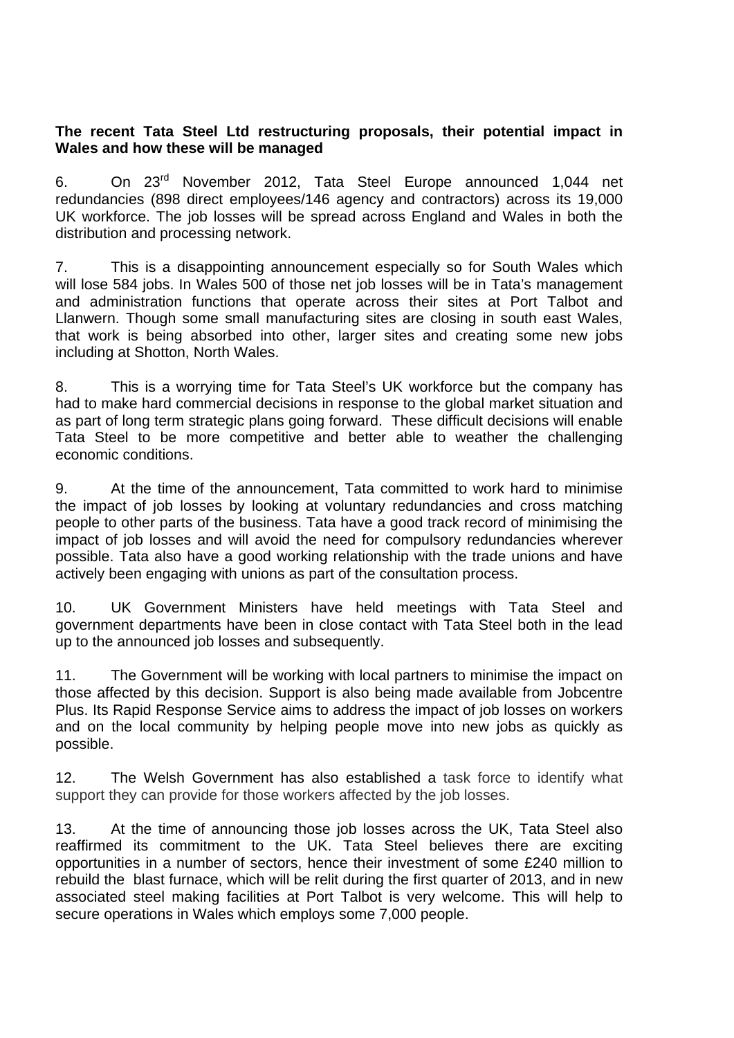**The recent Tata Steel Ltd restructuring proposals, their potential impact in Wales and how these will be managed**

6. On 23rd November 2012, Tata Steel Europe announced 1,044 net redundancies (898 direct employees/146 agency and contractors) across its 19,000 UK workforce. The job losses will be spread across England and Wales in both the distribution and processing network.

7. This is a disappointing announcement especially so for South Wales which will lose 584 jobs. In Wales 500 of those net job losses will be in Tata's management and administration functions that operate across their sites at Port Talbot and Llanwern. Though some small manufacturing sites are closing in south east Wales, that work is being absorbed into other, larger sites and creating some new jobs including at Shotton, North Wales.

8. This is a worrying time for Tata Steel's UK workforce but the company has had to make hard commercial decisions in response to the global market situation and as part of long term strategic plans going forward. These difficult decisions will enable Tata Steel to be more competitive and better able to weather the challenging economic conditions.

9. At the time of the announcement, Tata committed to work hard to minimise the impact of job losses by looking at voluntary redundancies and cross matching people to other parts of the business. Tata have a good track record of minimising the impact of job losses and will avoid the need for compulsory redundancies wherever possible. Tata also have a good working relationship with the trade unions and have actively been engaging with unions as part of the consultation process.

10. UK Government Ministers have held meetings with Tata Steel and government departments have been in close contact with Tata Steel both in the lead up to the announced job losses and subsequently.

11. The Government will be working with local partners to minimise the impact on those affected by this decision. Support is also being made available from Jobcentre Plus. Its Rapid Response Service aims to address the impact of job losses on workers and on the local community by helping people move into new jobs as quickly as possible.

12. The Welsh Government has also established a task force to identify what support they can provide for those workers affected by the job losses.

13. At the time of announcing those job losses across the UK, Tata Steel also reaffirmed its commitment to the UK. Tata Steel believes there are exciting opportunities in a number of sectors, hence their investment of some £240 million to rebuild the blast furnace, which will be relit during the first quarter of 2013, and in new associated steel making facilities at Port Talbot is very welcome. This will help to secure operations in Wales which employs some 7,000 people.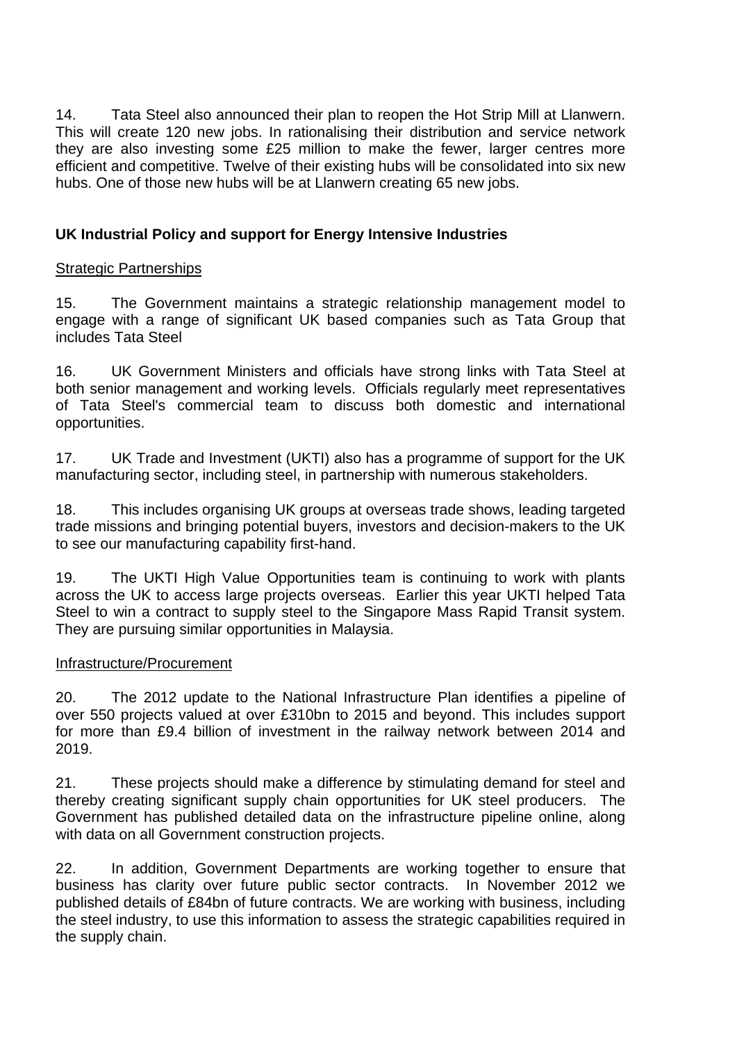14. Tata Steel also announced their plan to reopen the Hot Strip Mill at Llanwern. This will create 120 new jobs. In rationalising their distribution and service network they are also investing some £25 million to make the fewer, larger centres more efficient and competitive. Twelve of their existing hubs will be consolidated into six new hubs. One of those new hubs will be at Llanwern creating 65 new jobs.

**UK Industrial Policy and support for Energy Intensive Industries**

Strategic Partnerships

15. The Government maintains a strategic relationship management model to engage with a range of significant UK based companies such as Tata Group that includes Tata Steel

16. UK Government Ministers and officials have strong links with Tata Steel at both senior management and working levels. Officials regularly meet representatives of Tata Steel's commercial team to discuss both domestic and international opportunities.

17. UK Trade and Investment (UKTI) also has a programme of support for the UK manufacturing sector, including steel, in partnership with numerous stakeholders.

18. This includes organising UK groups at overseas trade shows, leading targeted trade missions and bringing potential buyers, investors and decision-makers to the UK to see our manufacturing capability first-hand.

19. The UKTI High Value Opportunities team is continuing to work with plants across the UK to access large projects overseas. Earlier this year UKTI helped Tata Steel to win a contract to supply steel to the Singapore Mass Rapid Transit system. They are pursuing similar opportunities in Malaysia.

Infrastructure/Procurement

20. The 2012 update to the National Infrastructure Plan identifies a pipeline of over 550 projects valued at over £310bn to 2015 and beyond. This includes support for more than £9.4 billion of investment in the railway network between 2014 and 2019.

21. These projects should make a difference by stimulating demand for steel and thereby creating significant supply chain opportunities for UK steel producers. The Government has published detailed data on the infrastructure pipeline online, along with data on all Government construction projects.

22. In addition, Government Departments are working together to ensure that business has clarity over future public sector contracts. In November 2012 we published details of £84bn of future contracts. We are working with business, including the steel industry, to use this information to assess the strategic capabilities required in the supply chain.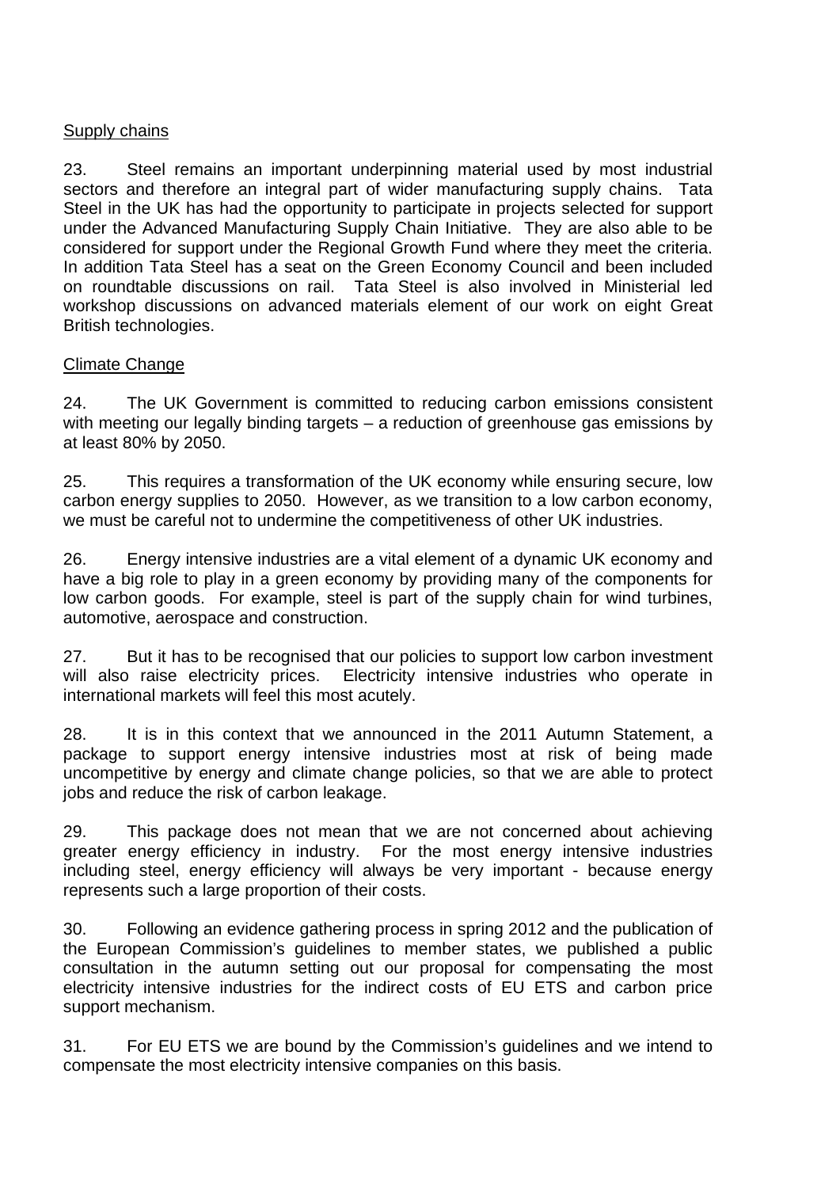<u>Supply chains</u>

23. Steel remains an important underpinning material used by most industrial sectors and therefore an integral part of wider manufacturing supply chains. Tata Steel in the UK has had the opportunity to participate in projects selected for support under the Advanced Manufacturing Supply Chain Initiative. They are also able to be considered for support under the Regional Growth Fund where they meet the criteria. In addition Tata Steel has a seat on the Green Economy Council and been included on roundtable discussions on rail. Tata Steel is also involved in Ministerial led workshop discussions on advanced materials element of our work on eight Great British technologies.

<u>Climate Change</u>

24. The UK Government is committed to reducing carbon emissions consistent with meeting our legally binding targets – a reduction of greenhouse gas emissions by at least 80% by 2050.

25. This requires a transformation of the UK economy while ensuring secure, low carbon energy supplies to 2050. However, as we transition to a low carbon economy, we must be careful not to undermine the competitiveness of other UK industries.

26. Energy intensive industries are a vital element of a dynamic UK economy and have a big role to play in a green economy by providing many of the components for low carbon goods. For example, steel is part of the supply chain for wind turbines, automotive, aerospace and construction.

27. But it has to be recognised that our policies to support low carbon investment will also raise electricity prices. Electricity intensive industries who operate in international markets will feel this most acutely.

28. It is in this context that we announced in the 2011 Autumn Statement, a package to support energy intensive industries most at risk of being made uncompetitive by energy and climate change policies, so that we are able to protect jobs and reduce the risk of carbon leakage.

29. This package does not mean that we are not concerned about achieving greater energy efficiency in industry. For the most energy intensive industries including steel, energy efficiency will always be very important - because energy represents such a large proportion of their costs.

30. Following an evidence gathering process in spring 2012 and the publication of the European Commission's guidelines to member states, we published a public consultation in the autumn setting out our proposal for compensating the most electricity intensive industries for the indirect costs of EU ETS and carbon price support mechanism.

31. For EU ETS we are bound by the Commission's guidelines and we intend to compensate the most electricity intensive companies on this basis.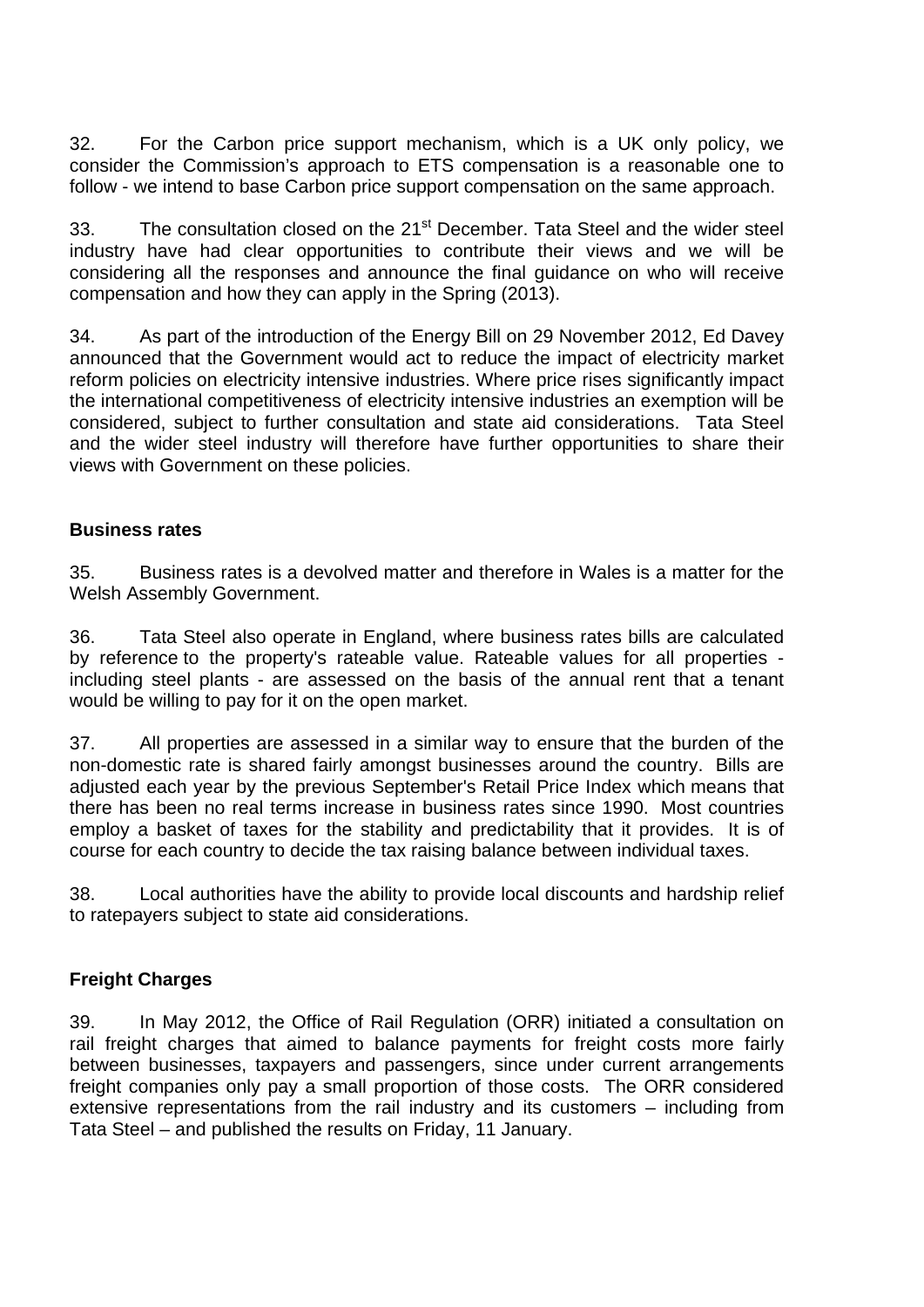32. For the Carbon price support mechanism, which is a UK only policy, we consider the Commission's approach to ETS compensation is a reasonable one to follow - we intend to base Carbon price support compensation on the same approach.

33. The consultation closed on the 21st December. Tata Steel and the wider steel industry have had clear opportunities to contribute their views and we will be considering all the responses and announce the final guidance on who will receive compensation and how they can apply in the Spring (2013).

34. As part of the introduction of the Energy Bill on 29 November 2012, Ed Davey announced that the Government would act to reduce the impact of electricity market reform policies on electricity intensive industries. Where price rises significantly impact the international competitiveness of electricity intensive industries an exemption will be considered, subject to further consultation and state aid considerations. Tata Steel and the wider steel industry will therefore have further opportunities to share their views with Government on these policies.

**Business rates**

35. Business rates is a devolved matter and therefore in Wales is a matter for the Welsh Assembly Government.

36. Tata Steel also operate in England, where business rates bills are calculated by reference to the property's rateable value. Rateable values for all properties - including steel plants - are assessed on the basis of the annual rent that a tenant would be willing to pay for it on the open market.

37. All properties are assessed in a similar way to ensure that the burden of the non-domestic rate is shared fairly amongst businesses around the country. Bills are adjusted each year by the previous September's Retail Price Index which means that there has been no real terms increase in business rates since 1990. Most countries employ a basket of taxes for the stability and predictability that it provides. It is of course for each country to decide the tax raising balance between individual taxes.

38. Local authorities have the ability to provide local discounts and hardship relief to ratepayers subject to state aid considerations.

**Freight Charges**

39. In May 2012, the Office of Rail Regulation (ORR) initiated a consultation on rail freight charges that aimed to balance payments for freight costs more fairly between businesses, taxpayers and passengers, since under current arrangements freight companies only pay a small proportion of those costs. The ORR considered extensive representations from the rail industry and its customers – including from Tata Steel – and published the results on Friday, 11 January.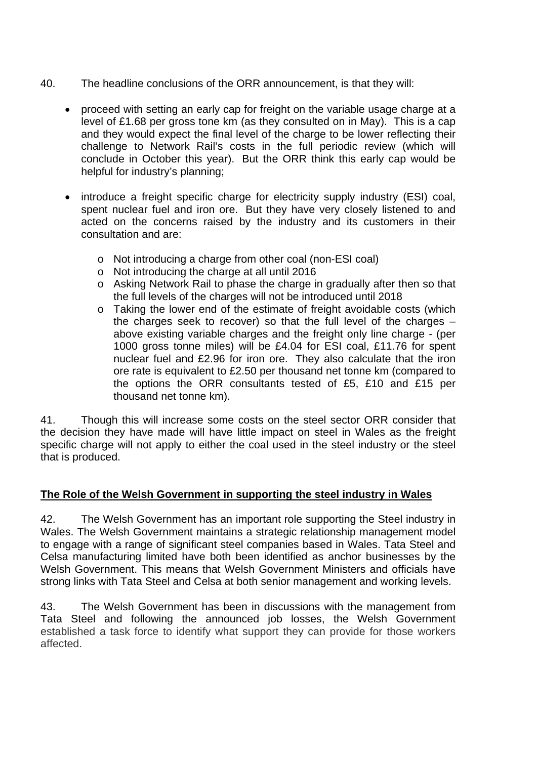40. The headline conclusions of the ORR announcement, is that they will:

- proceed with setting an early cap for freight on the variable usage charge at a level of £1.68 per gross tone km (as they consulted on in May). This is a cap and they would expect the final level of the charge to be lower reflecting their challenge to Network Rail's costs in the full periodic review (which will conclude in October this year). But the ORR think this early cap would be helpful for industry's planning;

- introduce a freight specific charge for electricity supply industry (ESI) coal, spent nuclear fuel and iron ore. But they have very closely listened to and acted on the concerns raised by the industry and its customers in their consultation and are:

  - Not introducing a charge from other coal (non-ESI coal)
  - Not introducing the charge at all until 2016
  - Asking Network Rail to phase the charge in gradually after then so that the full levels of the charges will not be introduced until 2018
  - Taking the lower end of the estimate of freight avoidable costs (which the charges seek to recover) so that the full level of the charges – above existing variable charges and the freight only line charge - (per 1000 gross tonne miles) will be £4.04 for ESI coal, £11.76 for spent nuclear fuel and £2.96 for iron ore. They also calculate that the iron ore rate is equivalent to £2.50 per thousand net tonne km (compared to the options the ORR consultants tested of £5, £10 and £15 per thousand net tonne km).

41. Though this will increase some costs on the steel sector ORR consider that the decision they have made will have little impact on steel in Wales as the freight specific charge will not apply to either the coal used in the steel industry or the steel that is produced.

**The Role of the Welsh Government in supporting the steel industry in Wales**

42. The Welsh Government has an important role supporting the Steel industry in Wales. The Welsh Government maintains a strategic relationship management model to engage with a range of significant steel companies based in Wales. Tata Steel and Celsa manufacturing limited have both been identified as anchor businesses by the Welsh Government. This means that Welsh Government Ministers and officials have strong links with Tata Steel and Celsa at both senior management and working levels.

43. The Welsh Government has been in discussions with the management from Tata Steel and following the announced job losses, the Welsh Government established a task force to identify what support they can provide for those workers affected.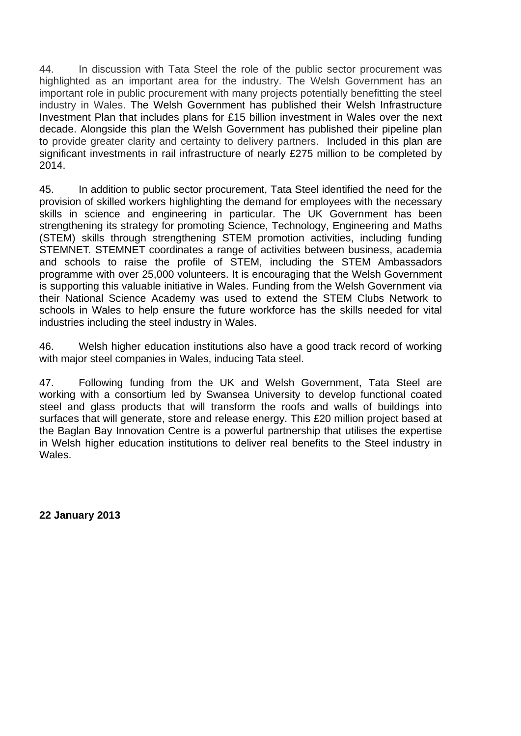44. In discussion with Tata Steel the role of the public sector procurement was highlighted as an important area for the industry. The Welsh Government has an important role in public procurement with many projects potentially benefitting the steel industry in Wales. The Welsh Government has published their Welsh Infrastructure Investment Plan that includes plans for £15 billion investment in Wales over the next decade. Alongside this plan the Welsh Government has published their pipeline plan to provide greater clarity and certainty to delivery partners. Included in this plan are significant investments in rail infrastructure of nearly £275 million to be completed by 2014.

45. In addition to public sector procurement, Tata Steel identified the need for the provision of skilled workers highlighting the demand for employees with the necessary skills in science and engineering in particular. The UK Government has been strengthening its strategy for promoting Science, Technology, Engineering and Maths (STEM) skills through strengthening STEM promotion activities, including funding STEMNET. STEMNET coordinates a range of activities between business, academia and schools to raise the profile of STEM, including the STEM Ambassadors programme with over 25,000 volunteers. It is encouraging that the Welsh Government is supporting this valuable initiative in Wales. Funding from the Welsh Government via their National Science Academy was used to extend the STEM Clubs Network to schools in Wales to help ensure the future workforce has the skills needed for vital industries including the steel industry in Wales.

46. Welsh higher education institutions also have a good track record of working with major steel companies in Wales, inducing Tata steel.

47. Following funding from the UK and Welsh Government, Tata Steel are working with a consortium led by Swansea University to develop functional coated steel and glass products that will transform the roofs and walls of buildings into surfaces that will generate, store and release energy. This £20 million project based at the Baglan Bay Innovation Centre is a powerful partnership that utilises the expertise in Welsh higher education institutions to deliver real benefits to the Steel industry in Wales.

**22 January 2013**